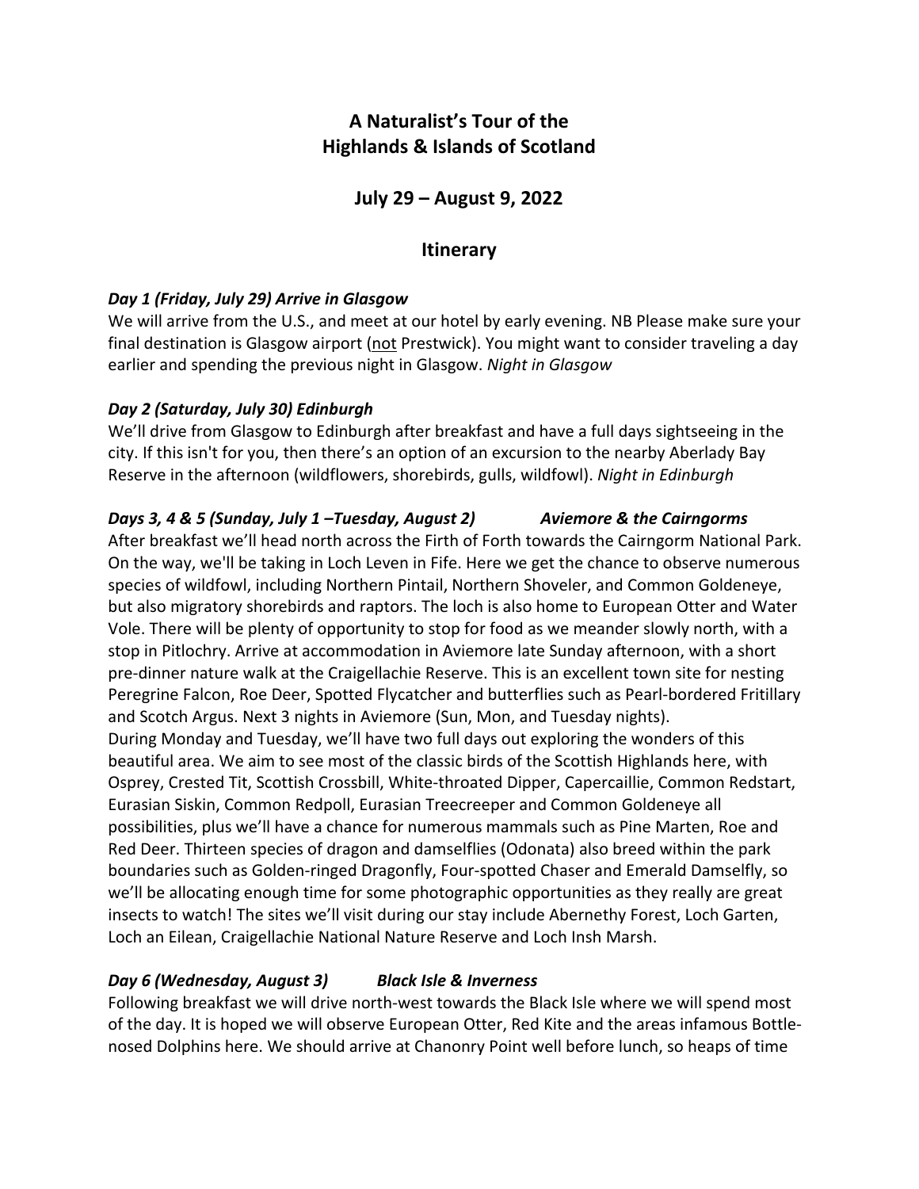# A Naturalist's Tour of the Highlands & Islands of Scotland

## July 29 – August 9, 2022

## Itinerary

### *Day 1 (Friday, July 29) Arrive in Glasgow*

We will arrive from the U.S., and meet at our hotel by early evening. NB Please make sure your final destination is Glasgow airport (not Prestwick). You might want to consider traveling a day earlier and spending the previous night in Glasgow. *Night in Glasgow*

### *Day 2 (Saturday, July 30) Edinburgh*

We'll drive from Glasgow to Edinburgh after breakfast and have a full days sightseeing in the city. If this isn't for you, then there's an option of an excursion to the nearby Aberlady Bay Reserve in the afternoon (wildflowers, shorebirds, gulls, wildfowl). *Night in Edinburgh*

### *Days 3, 4 & 5 (Sunday, July 1 –Tuesday, August 2) Aviemore & the Cairngorms*

After breakfast we'll head north across the Firth of Forth towards the Cairngorm National Park. On the way, we'll be taking in Loch Leven in Fife. Here we get the chance to observe numerous species of wildfowl, including Northern Pintail, Northern Shoveler, and Common Goldeneye, but also migratory shorebirds and raptors. The loch is also home to European Otter and Water Vole. There will be plenty of opportunity to stop for food as we meander slowly north, with a stop in Pitlochry. Arrive at accommodation in Aviemore late Sunday afternoon, with a short pre-dinner nature walk at the Craigellachie Reserve. This is an excellent town site for nesting Peregrine Falcon, Roe Deer, Spotted Flycatcher and butterflies such as Pearl-bordered Fritillary and Scotch Argus. Next 3 nights in Aviemore (Sun, Mon, and Tuesday nights).

During Monday and Tuesday, we'll have two full days out exploring the wonders of this beautiful area. We aim to see most of the classic birds of the Scottish Highlands here, with Osprey, Crested Tit, Scottish Crossbill, White-throated Dipper, Capercaillie, Common Redstart, Eurasian Siskin, Common Redpoll, Eurasian Treecreeper and Common Goldeneye all possibilities, plus we'll have a chance for numerous mammals such as Pine Marten, Roe and Red Deer. Thirteen species of dragon and damselflies (Odonata) also breed within the park boundaries such as Golden-ringed Dragonfly, Four-spotted Chaser and Emerald Damselfly, so we'll be allocating enough time for some photographic opportunities as they really are great insects to watch! The sites we'll visit during our stay include Abernethy Forest, Loch Garten, Loch an Eilean, Craigellachie National Nature Reserve and Loch Insh Marsh.

### *Day 6 (Wednesday, August 3) Black Isle & Inverness*

Following breakfast we will drive north-west towards the Black Isle where we will spend most of the day. It is hoped we will observe European Otter, Red Kite and the areas infamous Bottle-nosed Dolphins here. We should arrive at Chanonry Point well before lunch, so heaps of time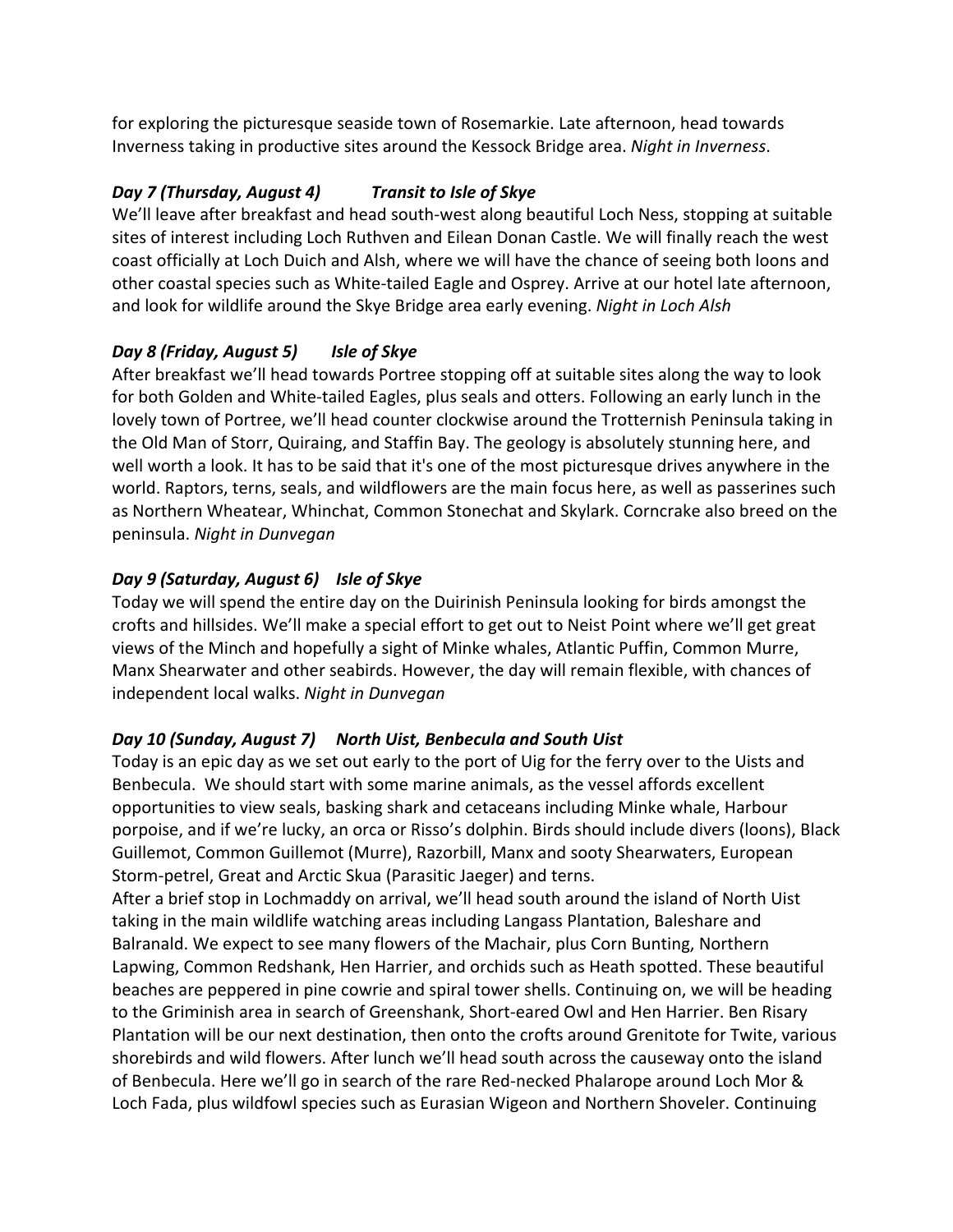for exploring the picturesque seaside town of Rosemarkie. Late afternoon, head towards Inverness taking in productive sites around the Kessock Bridge area. *Night in Inverness*.

***Day 7 (Thursday, August 4) Transit to Isle of Skye***

We'll leave after breakfast and head south-west along beautiful Loch Ness, stopping at suitable sites of interest including Loch Ruthven and Eilean Donan Castle. We will finally reach the west coast officially at Loch Duich and Alsh, where we will have the chance of seeing both loons and other coastal species such as White-tailed Eagle and Osprey. Arrive at our hotel late afternoon, and look for wildlife around the Skye Bridge area early evening. *Night in Loch Alsh*

***Day 8 (Friday, August 5) Isle of Skye***

After breakfast we'll head towards Portree stopping off at suitable sites along the way to look for both Golden and White-tailed Eagles, plus seals and otters. Following an early lunch in the lovely town of Portree, we'll head counter clockwise around the Trotternish Peninsula taking in the Old Man of Storr, Quiraing, and Staffin Bay. The geology is absolutely stunning here, and well worth a look. It has to be said that it's one of the most picturesque drives anywhere in the world. Raptors, terns, seals, and wildflowers are the main focus here, as well as passerines such as Northern Wheatear, Whinchat, Common Stonechat and Skylark. Corncrake also breed on the peninsula. *Night in Dunvegan*

***Day 9 (Saturday, August 6) Isle of Skye***

Today we will spend the entire day on the Duirinish Peninsula looking for birds amongst the crofts and hillsides. We'll make a special effort to get out to Neist Point where we'll get great views of the Minch and hopefully a sight of Minke whales, Atlantic Puffin, Common Murre, Manx Shearwater and other seabirds. However, the day will remain flexible, with chances of independent local walks. *Night in Dunvegan*

***Day 10 (Sunday, August 7) North Uist, Benbecula and South Uist***

Today is an epic day as we set out early to the port of Uig for the ferry over to the Uists and Benbecula. We should start with some marine animals, as the vessel affords excellent opportunities to view seals, basking shark and cetaceans including Minke whale, Harbour porpoise, and if we're lucky, an orca or Risso's dolphin. Birds should include divers (loons), Black Guillemot, Common Guillemot (Murre), Razorbill, Manx and sooty Shearwaters, European Storm-petrel, Great and Arctic Skua (Parasitic Jaeger) and terns.

After a brief stop in Lochmaddy on arrival, we'll head south around the island of North Uist taking in the main wildlife watching areas including Langass Plantation, Baleshare and Balranald. We expect to see many flowers of the Machair, plus Corn Bunting, Northern Lapwing, Common Redshank, Hen Harrier, and orchids such as Heath spotted. These beautiful beaches are peppered in pine cowrie and spiral tower shells. Continuing on, we will be heading to the Griminish area in search of Greenshank, Short-eared Owl and Hen Harrier. Ben Risary Plantation will be our next destination, then onto the crofts around Grenitote for Twite, various shorebirds and wild flowers. After lunch we'll head south across the causeway onto the island of Benbecula. Here we'll go in search of the rare Red-necked Phalarope around Loch Mor & Loch Fada, plus wildfowl species such as Eurasian Wigeon and Northern Shoveler. Continuing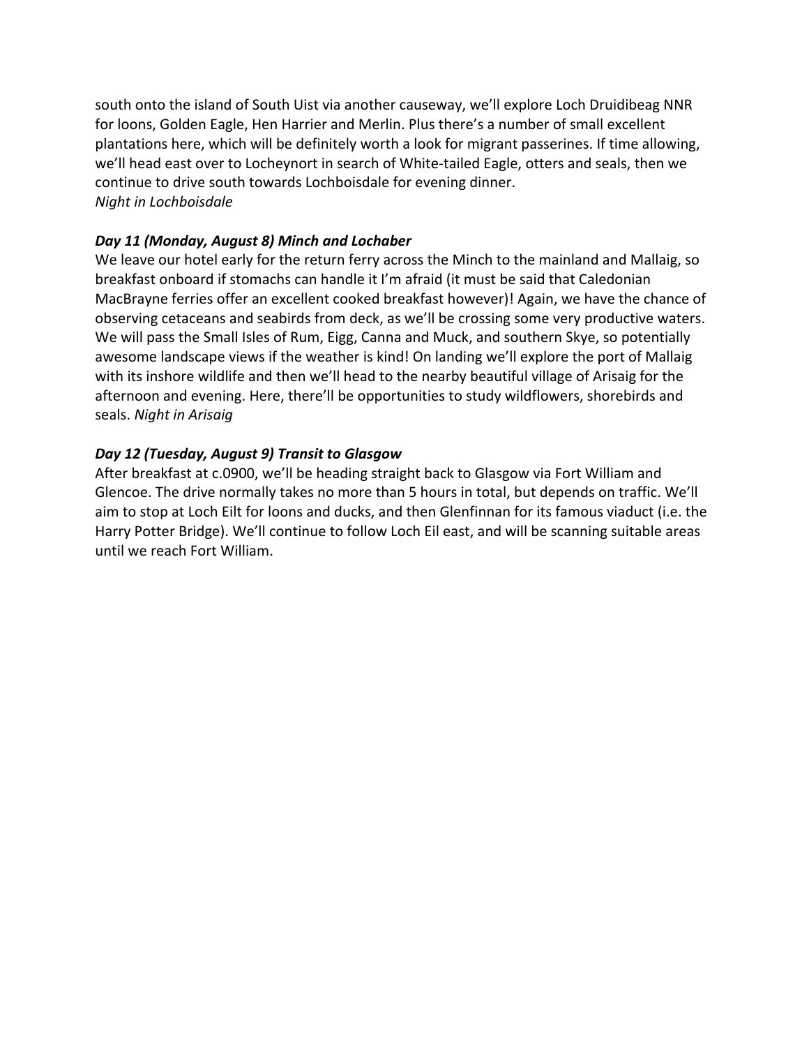south onto the island of South Uist via another causeway, we'll explore Loch Druidibeag NNR for loons, Golden Eagle, Hen Harrier and Merlin. Plus there's a number of small excellent plantations here, which will be definitely worth a look for migrant passerines. If time allowing, we'll head east over to Locheynort in search of White-tailed Eagle, otters and seals, then we continue to drive south towards Lochboisdale for evening dinner.
*Night in Lochboisdale*

***Day 11 (Monday, August 8) Minch and Lochaber***

We leave our hotel early for the return ferry across the Minch to the mainland and Mallaig, so breakfast onboard if stomachs can handle it I'm afraid (it must be said that Caledonian MacBrayne ferries offer an excellent cooked breakfast however)! Again, we have the chance of observing cetaceans and seabirds from deck, as we'll be crossing some very productive waters. We will pass the Small Isles of Rum, Eigg, Canna and Muck, and southern Skye, so potentially awesome landscape views if the weather is kind! On landing we'll explore the port of Mallaig with its inshore wildlife and then we'll head to the nearby beautiful village of Arisaig for the afternoon and evening. Here, there'll be opportunities to study wildflowers, shorebirds and seals. *Night in Arisaig*

***Day 12 (Tuesday, August 9) Transit to Glasgow***

After breakfast at c.0900, we'll be heading straight back to Glasgow via Fort William and Glencoe. The drive normally takes no more than 5 hours in total, but depends on traffic. We'll aim to stop at Loch Eilt for loons and ducks, and then Glenfinnan for its famous viaduct (i.e. the Harry Potter Bridge). We'll continue to follow Loch Eil east, and will be scanning suitable areas until we reach Fort William.